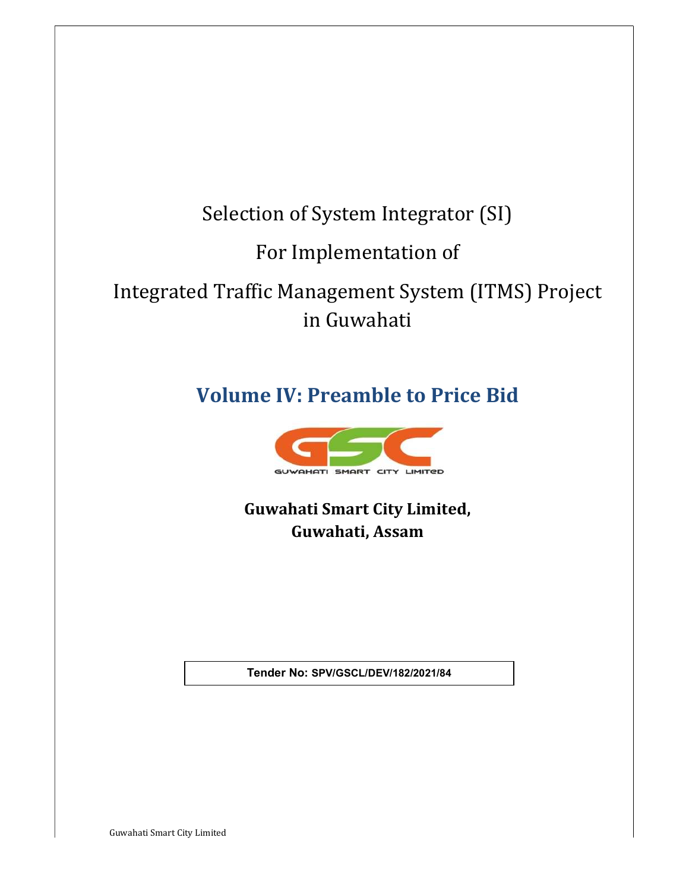# Selection of System Integrator (SI)

# For Implementation of

# Integrated Traffic Management System (ITMS) Project in Guwahati

## Volume IV: Preamble to Price Bid

**Guwahati Smart City Limited,**
**Guwahati, Assam**

| Tender No: SPV/GSCL/DEV/182/2021/84 |
|---|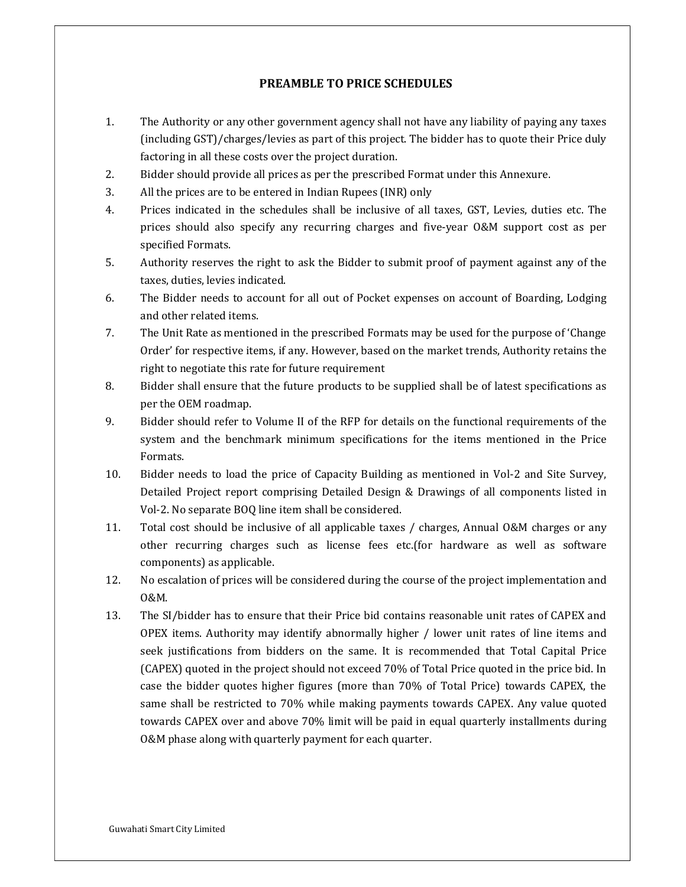# PREAMBLE TO PRICE SCHEDULES

1. The Authority or any other government agency shall not have any liability of paying any taxes (including GST)/charges/levies as part of this project. The bidder has to quote their Price duly factoring in all these costs over the project duration.
2. Bidder should provide all prices as per the prescribed Format under this Annexure.
3. All the prices are to be entered in Indian Rupees (INR) only
4. Prices indicated in the schedules shall be inclusive of all taxes, GST, Levies, duties etc. The prices should also specify any recurring charges and five-year O&M support cost as per specified Formats.
5. Authority reserves the right to ask the Bidder to submit proof of payment against any of the taxes, duties, levies indicated.
6. The Bidder needs to account for all out of Pocket expenses on account of Boarding, Lodging and other related items.
7. The Unit Rate as mentioned in the prescribed Formats may be used for the purpose of 'Change Order' for respective items, if any. However, based on the market trends, Authority retains the right to negotiate this rate for future requirement
8. Bidder shall ensure that the future products to be supplied shall be of latest specifications as per the OEM roadmap.
9. Bidder should refer to Volume II of the RFP for details on the functional requirements of the system and the benchmark minimum specifications for the items mentioned in the Price Formats.
10. Bidder needs to load the price of Capacity Building as mentioned in Vol-2 and Site Survey, Detailed Project report comprising Detailed Design & Drawings of all components listed in Vol-2. No separate BOQ line item shall be considered.
11. Total cost should be inclusive of all applicable taxes / charges, Annual O&M charges or any other recurring charges such as license fees etc.(for hardware as well as software components) as applicable.
12. No escalation of prices will be considered during the course of the project implementation and O&M.
13. The SI/bidder has to ensure that their Price bid contains reasonable unit rates of CAPEX and OPEX items. Authority may identify abnormally higher / lower unit rates of line items and seek justifications from bidders on the same. It is recommended that Total Capital Price (CAPEX) quoted in the project should not exceed 70% of Total Price quoted in the price bid. In case the bidder quotes higher figures (more than 70% of Total Price) towards CAPEX, the same shall be restricted to 70% while making payments towards CAPEX. Any value quoted towards CAPEX over and above 70% limit will be paid in equal quarterly installments during O&M phase along with quarterly payment for each quarter.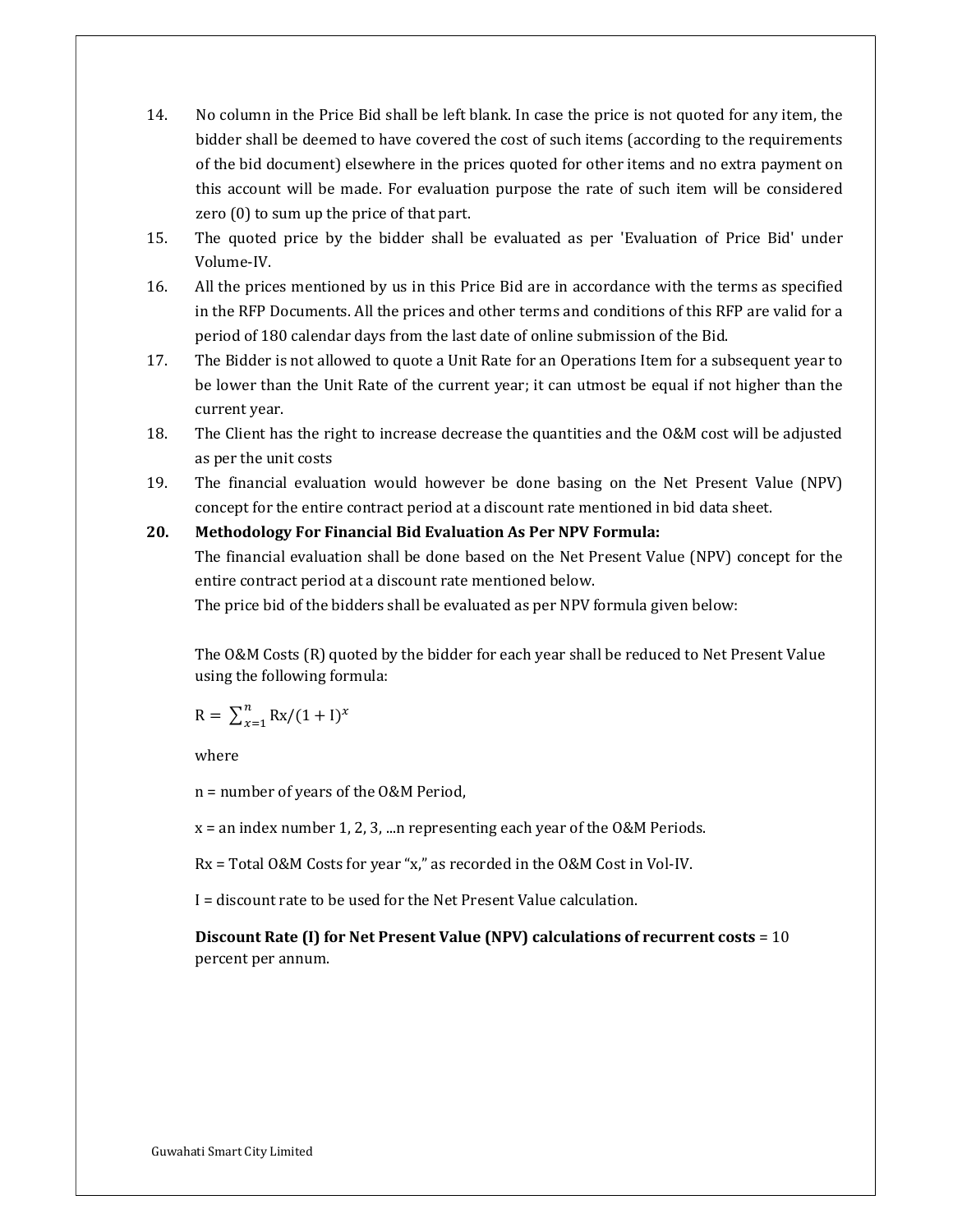14. No column in the Price Bid shall be left blank. In case the price is not quoted for any item, the bidder shall be deemed to have covered the cost of such items (according to the requirements of the bid document) elsewhere in the prices quoted for other items and no extra payment on this account will be made. For evaluation purpose the rate of such item will be considered zero (0) to sum up the price of that part.
15. The quoted price by the bidder shall be evaluated as per 'Evaluation of Price Bid' under Volume-IV.
16. All the prices mentioned by us in this Price Bid are in accordance with the terms as specified in the RFP Documents. All the prices and other terms and conditions of this RFP are valid for a period of 180 calendar days from the last date of online submission of the Bid.
17. The Bidder is not allowed to quote a Unit Rate for an Operations Item for a subsequent year to be lower than the Unit Rate of the current year; it can utmost be equal if not higher than the current year.
18. The Client has the right to increase decrease the quantities and the O&M cost will be adjusted as per the unit costs
19. The financial evaluation would however be done basing on the Net Present Value (NPV) concept for the entire contract period at a discount rate mentioned in bid data sheet.
20. **Methodology For Financial Bid Evaluation As Per NPV Formula:**

    The financial evaluation shall be done based on the Net Present Value (NPV) concept for the entire contract period at a discount rate mentioned below.

    The price bid of the bidders shall be evaluated as per NPV formula given below:

    The O&M Costs (R) quoted by the bidder for each year shall be reduced to Net Present Value using the following formula:

    $$R = \sum_{x=1}^{n} Rx/(1 + I)^{x}$$

    where

    n = number of years of the O&M Period,

    x = an index number 1, 2, 3, ...n representing each year of the O&M Periods.

    Rx = Total O&M Costs for year "x," as recorded in the O&M Cost in Vol-IV.

    I = discount rate to be used for the Net Present Value calculation.

    **Discount Rate (I) for Net Present Value (NPV) calculations of recurrent costs** = 10 percent per annum.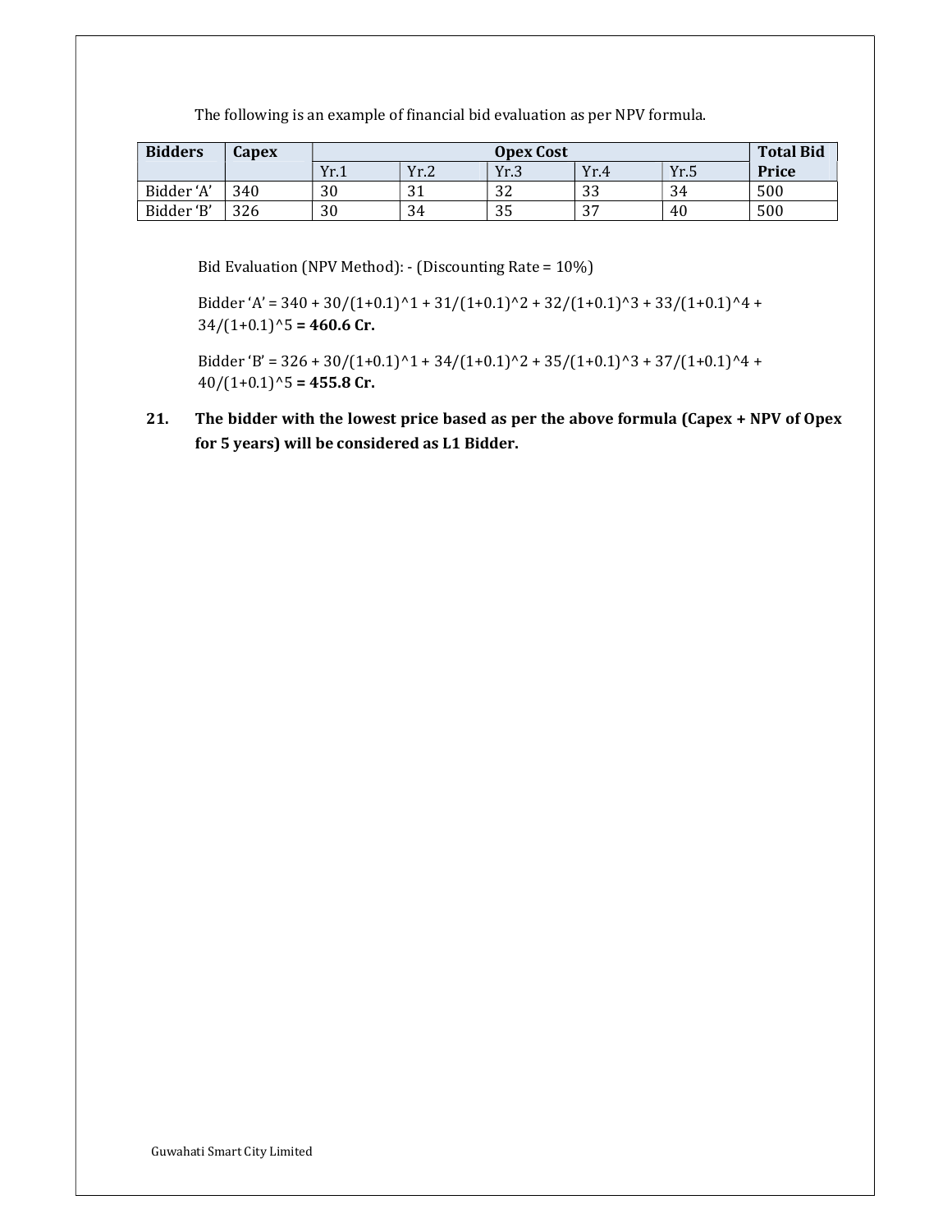The following is an example of financial bid evaluation as per NPV formula.

| Bidders | Capex | Opex Cost | | | | | Total Bid Price |
|---|---|---|---|---|---|---|---|
| | | Yr.1 | Yr.2 | Yr.3 | Yr.4 | Yr.5 | |
| Bidder 'A' | 340 | 30 | 31 | 32 | 33 | 34 | 500 |
| Bidder 'B' | 326 | 30 | 34 | 35 | 37 | 40 | 500 |

Bid Evaluation (NPV Method): - (Discounting Rate = 10%)

Bidder 'A' = 340 + 30/(1+0.1)^1 + 31/(1+0.1)^2 + 32/(1+0.1)^3 + 33/(1+0.1)^4 + 34/(1+0.1)^5 **= 460.6 Cr.**

Bidder 'B' = 326 + 30/(1+0.1)^1 + 34/(1+0.1)^2 + 35/(1+0.1)^3 + 37/(1+0.1)^4 + 40/(1+0.1)^5 **= 455.8 Cr.**

**21. The bidder with the lowest price based as per the above formula (Capex + NPV of Opex for 5 years) will be considered as L1 Bidder.**